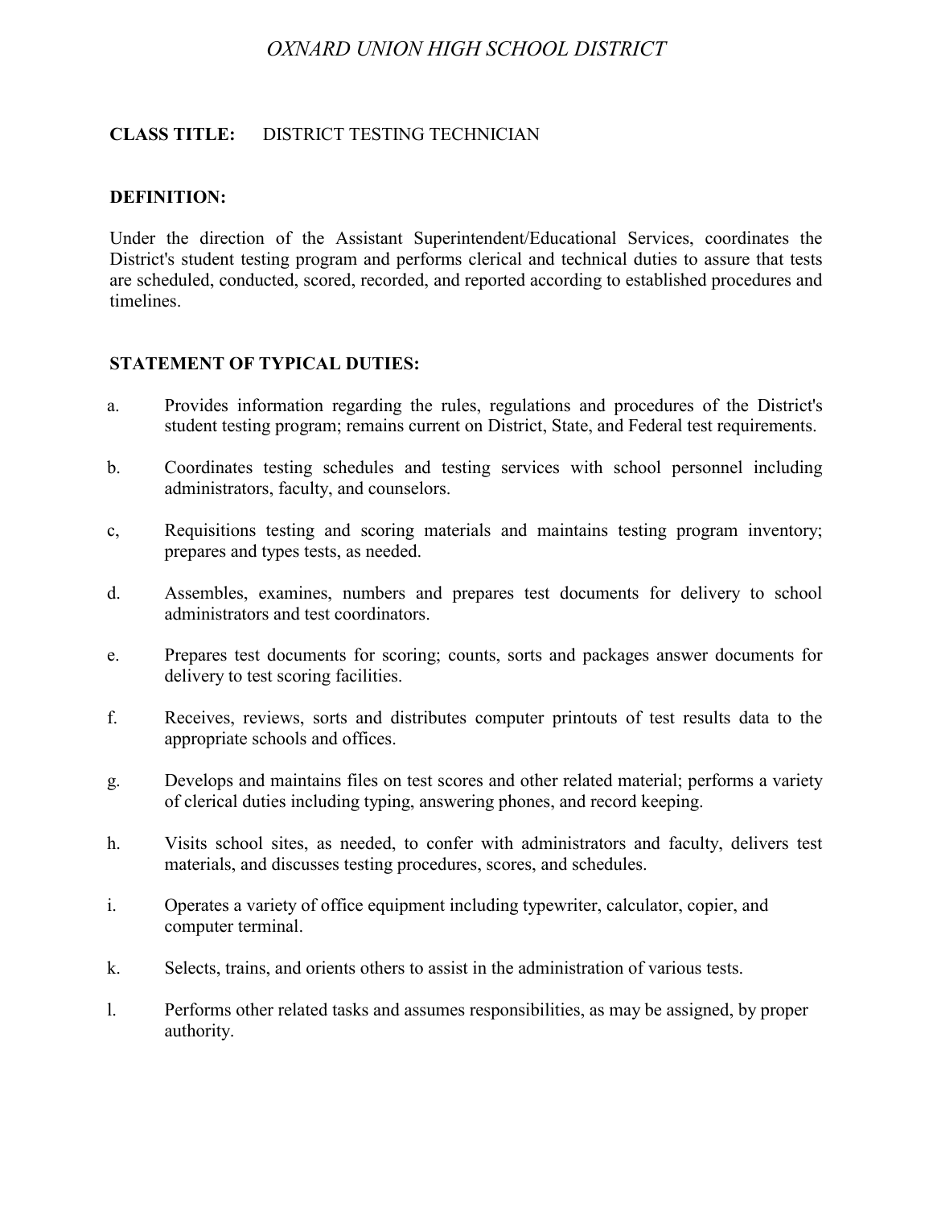*OXNARD UNION HIGH SCHOOL DISTRICT*

**CLASS TITLE:** DISTRICT TESTING TECHNICIAN

**DEFINITION:**

Under the direction of the Assistant Superintendent/Educational Services, coordinates the District's student testing program and performs clerical and technical duties to assure that tests are scheduled, conducted, scored, recorded, and reported according to established procedures and timelines.

**STATEMENT OF TYPICAL DUTIES:**

a. Provides information regarding the rules, regulations and procedures of the District's student testing program; remains current on District, State, and Federal test requirements.

b. Coordinates testing schedules and testing services with school personnel including administrators, faculty, and counselors.

c, Requisitions testing and scoring materials and maintains testing program inventory; prepares and types tests, as needed.

d. Assembles, examines, numbers and prepares test documents for delivery to school administrators and test coordinators.

e. Prepares test documents for scoring; counts, sorts and packages answer documents for delivery to test scoring facilities.

f. Receives, reviews, sorts and distributes computer printouts of test results data to the appropriate schools and offices.

g. Develops and maintains files on test scores and other related material; performs a variety of clerical duties including typing, answering phones, and record keeping.

h. Visits school sites, as needed, to confer with administrators and faculty, delivers test materials, and discusses testing procedures, scores, and schedules.

i. Operates a variety of office equipment including typewriter, calculator, copier, and computer terminal.

k. Selects, trains, and orients others to assist in the administration of various tests.

l. Performs other related tasks and assumes responsibilities, as may be assigned, by proper authority.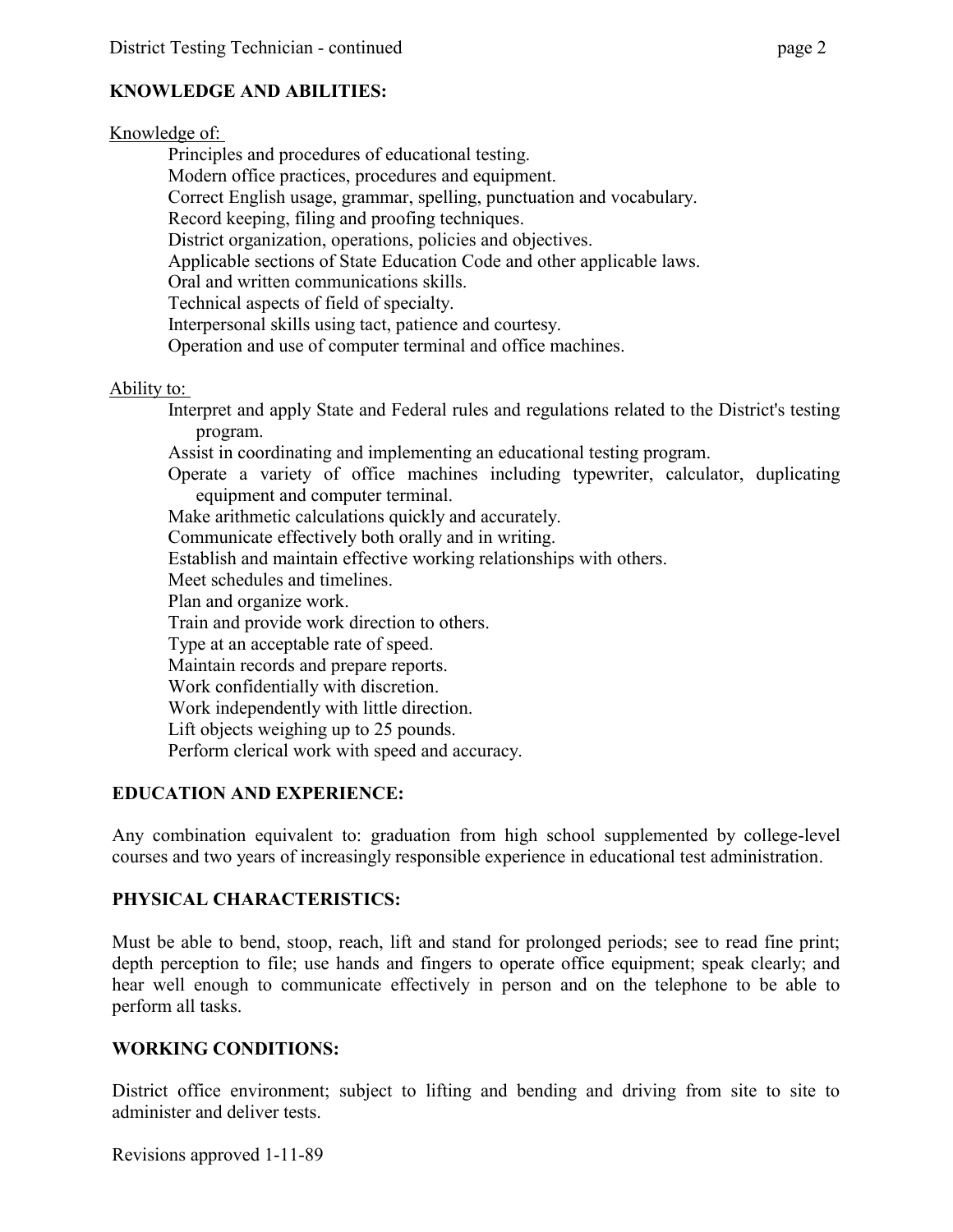## KNOWLEDGE AND ABILITIES:

Knowledge of:

- Principles and procedures of educational testing.
- Modern office practices, procedures and equipment.
- Correct English usage, grammar, spelling, punctuation and vocabulary.
- Record keeping, filing and proofing techniques.
- District organization, operations, policies and objectives.
- Applicable sections of State Education Code and other applicable laws.
- Oral and written communications skills.
- Technical aspects of field of specialty.
- Interpersonal skills using tact, patience and courtesy.
- Operation and use of computer terminal and office machines.

Ability to:

- Interpret and apply State and Federal rules and regulations related to the District's testing program.
- Assist in coordinating and implementing an educational testing program.
- Operate a variety of office machines including typewriter, calculator, duplicating equipment and computer terminal.
- Make arithmetic calculations quickly and accurately.
- Communicate effectively both orally and in writing.
- Establish and maintain effective working relationships with others.
- Meet schedules and timelines.
- Plan and organize work.
- Train and provide work direction to others.
- Type at an acceptable rate of speed.
- Maintain records and prepare reports.
- Work confidentially with discretion.
- Work independently with little direction.
- Lift objects weighing up to 25 pounds.
- Perform clerical work with speed and accuracy.

## EDUCATION AND EXPERIENCE:

Any combination equivalent to: graduation from high school supplemented by college-level courses and two years of increasingly responsible experience in educational test administration.

## PHYSICAL CHARACTERISTICS:

Must be able to bend, stoop, reach, lift and stand for prolonged periods; see to read fine print; depth perception to file; use hands and fingers to operate office equipment; speak clearly; and hear well enough to communicate effectively in person and on the telephone to be able to perform all tasks.

## WORKING CONDITIONS:

District office environment; subject to lifting and bending and driving from site to site to administer and deliver tests.

Revisions approved 1-11-89